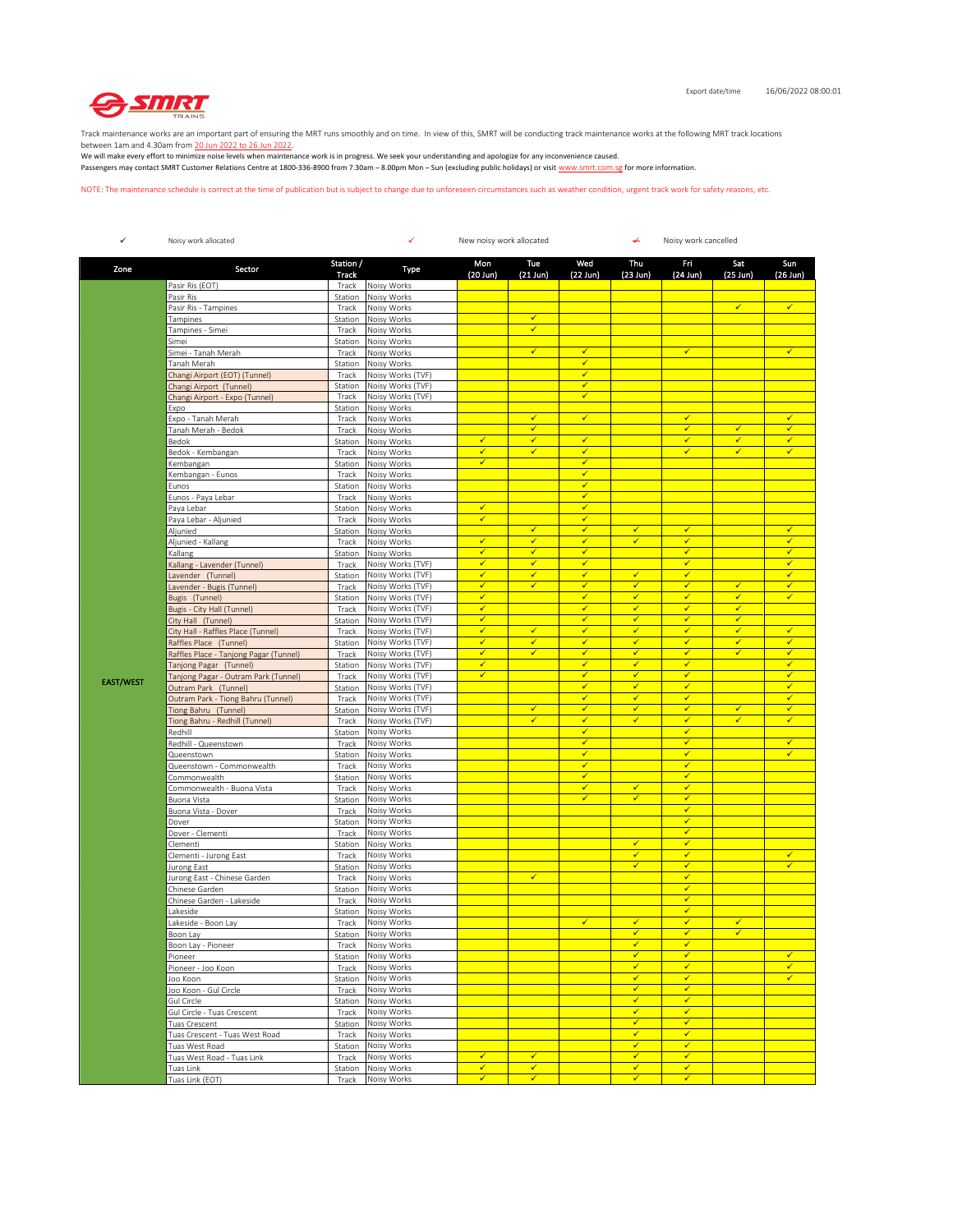Export date/time 16/06/2022 08:00:01

SMRT TRAINS

Track maintenance works are an important part of ensuring the MRT runs smoothly and on time. In view of this, SMRT will be conducting track maintenance works at the following MRT track locations between 1am and 4.30am from 20 Jun 2022 to 26 Jun 2022.
We will make every effort to minimize noise levels when maintenance work is in progress. We seek your understanding and apologize for any inconvenience caused.
Passengers may contact SMRT Customer Relations Centre at 1800-336-8900 from 7.30am – 8.00pm Mon – Sun (excluding public holidays) or visit www.smrt.com.sg for more information.

NOTE: The maintenance schedule is correct at the time of publication but is subject to change due to unforeseen circumstances such as weather condition, urgent track work for safety reasons, etc.

✓ Noisy work allocated ✓ New noisy work allocated ~~✓~~ Noisy work cancelled

| Zone | Sector | Station / Track | Type | Mon (20 Jun) | Tue (21 Jun) | Wed (22 Jun) | Thu (23 Jun) | Fri (24 Jun) | Sat (25 Jun) | Sun (26 Jun) |
|---|---|---|---|---|---|---|---|---|---|---|
| EAST/WEST | Pasir Ris (EOT) | Track | Noisy Works | | | | | | | |
| | Pasir Ris | Station | Noisy Works | | | | | | | |
| | Pasir Ris - Tampines | Track | Noisy Works | | | | | | ✓ | ✓ |
| | Tampines | Station | Noisy Works | | ✓ | | | | | |
| | Tampines - Simei | Track | Noisy Works | | ✓ | | | | | |
| | Simei | Station | Noisy Works | | | | | | | |
| | Simei - Tanah Merah | Track | Noisy Works | | ✓ | ✓ | | ✓ | | ✓ |
| | Tanah Merah | Station | Noisy Works | | | ✓ | | | | |
| | Changi Airport (EOT) (Tunnel) | Track | Noisy Works (TVF) | | | ✓ | | | | |
| | Changi Airport (Tunnel) | Station | Noisy Works (TVF) | | | ✓ | | | | |
| | Changi Airport - Expo (Tunnel) | Track | Noisy Works (TVF) | | | ✓ | | | | |
| | Expo | Station | Noisy Works | | | | | | | |
| | Expo - Tanah Merah | Track | Noisy Works | | ✓ | ✓ | | ✓ | | ✓ |
| | Tanah Merah - Bedok | Track | Noisy Works | | ✓ | | | ✓ | ✓ | ✓ |
| | Bedok | Station | Noisy Works | ✓ | ✓ | ✓ | | ✓ | ✓ | ✓ |
| | Bedok - Kembangan | Track | Noisy Works | ✓ | ✓ | ✓ | | ✓ | ✓ | ✓ |
| | Kembangan | Station | Noisy Works | ✓ | | ✓ | | | | |
| | Kembangan - Eunos | Track | Noisy Works | | | ✓ | | | | |
| | Eunos | Station | Noisy Works | | | ✓ | | | | |
| | Eunos - Paya Lebar | Track | Noisy Works | | | ✓ | | | | |
| | Paya Lebar | Station | Noisy Works | ✓ | | ✓ | | | | |
| | Paya Lebar - Aljunied | Track | Noisy Works | ✓ | | ✓ | | | | |
| | Aljunied | Station | Noisy Works | | ✓ | ✓ | ✓ | ✓ | | ✓ |
| | Aljunied - Kallang | Track | Noisy Works | ✓ | ✓ | ✓ | ✓ | ✓ | | ✓ |
| | Kallang | Station | Noisy Works | ✓ | ✓ | ✓ | | ✓ | | ✓ |
| | Kallang - Lavender (Tunnel) | Track | Noisy Works (TVF) | ✓ | ✓ | ✓ | | ✓ | | ✓ |
| | Lavender (Tunnel) | Station | Noisy Works (TVF) | ✓ | ✓ | ✓ | ✓ | ✓ | | ✓ |
| | Lavender - Bugis (Tunnel) | Track | Noisy Works (TVF) | ✓ | ✓ | ✓ | ✓ | ✓ | ✓ | ✓ |
| | Bugis (Tunnel) | Station | Noisy Works (TVF) | ✓ | | ✓ | ✓ | ✓ | ✓ | ✓ |
| | Bugis - City Hall (Tunnel) | Track | Noisy Works (TVF) | ✓ | | ✓ | ✓ | ✓ | ✓ | |
| | City Hall (Tunnel) | Station | Noisy Works (TVF) | ✓ | | ✓ | ✓ | ✓ | ✓ | |
| | City Hall - Raffles Place (Tunnel) | Track | Noisy Works (TVF) | ✓ | ✓ | ✓ | ✓ | ✓ | ✓ | ✓ |
| | Raffles Place (Tunnel) | Station | Noisy Works (TVF) | ✓ | ✓ | ✓ | ✓ | ✓ | ✓ | ✓ |
| | Raffles Place - Tanjong Pagar (Tunnel) | Track | Noisy Works (TVF) | ✓ | ✓ | ✓ | ✓ | ✓ | ✓ | ✓ |
| | Tanjong Pagar (Tunnel) | Station | Noisy Works (TVF) | ✓ | | ✓ | ✓ | ✓ | | ✓ |
| | Tanjong Pagar - Outram Park (Tunnel) | Track | Noisy Works (TVF) | ✓ | | ✓ | ✓ | ✓ | | ✓ |
| | Outram Park (Tunnel) | Station | Noisy Works (TVF) | | | ✓ | ✓ | ✓ | | ✓ |
| | Outram Park - Tiong Bahru (Tunnel) | Track | Noisy Works (TVF) | | | ✓ | ✓ | ✓ | | ✓ |
| | Tiong Bahru (Tunnel) | Station | Noisy Works (TVF) | | ✓ | ✓ | ✓ | ✓ | ✓ | ✓ |
| | Tiong Bahru - Redhill (Tunnel) | Track | Noisy Works (TVF) | | ✓ | ✓ | ✓ | ✓ | ✓ | ✓ |
| | Redhill | Station | Noisy Works | | | ✓ | | ✓ | | |
| | Redhill - Queenstown | Track | Noisy Works | | | ✓ | | ✓ | | ✓ |
| | Queenstown | Station | Noisy Works | | | ✓ | | ✓ | | ✓ |
| | Queenstown - Commonwealth | Track | Noisy Works | | | ✓ | | ✓ | | |
| | Commonwealth | Station | Noisy Works | | | ✓ | | ✓ | | |
| | Commonwealth - Buona Vista | Track | Noisy Works | | | ✓ | ✓ | ✓ | | |
| | Buona Vista | Station | Noisy Works | | | ✓ | ✓ | ✓ | | |
| | Buona Vista - Dover | Track | Noisy Works | | | | | ✓ | | |
| | Dover | Station | Noisy Works | | | | | ✓ | | |
| | Dover - Clementi | Track | Noisy Works | | | | | ✓ | | |
| | Clementi | Station | Noisy Works | | | | ✓ | ✓ | | |
| | Clementi - Jurong East | Track | Noisy Works | | | | ✓ | ✓ | | ✓ |
| | Jurong East | Station | Noisy Works | | | | ✓ | ✓ | | ✓ |
| | Jurong East - Chinese Garden | Track | Noisy Works | | ✓ | | | ✓ | | |
| | Chinese Garden | Station | Noisy Works | | | | | ✓ | | |
| | Chinese Garden - Lakeside | Track | Noisy Works | | | | | ✓ | | |
| | Lakeside | Station | Noisy Works | | | | | ✓ | | |
| | Lakeside - Boon Lay | Track | Noisy Works | | | ✓ | ✓ | ✓ | ✓ | |
| | Boon Lay | Station | Noisy Works | | | | ✓ | ✓ | ✓ | |
| | Boon Lay - Pioneer | Track | Noisy Works | | | | ✓ | ✓ | | |
| | Pioneer | Station | Noisy Works | | | | ✓ | ✓ | | ✓ |
| | Pioneer - Joo Koon | Track | Noisy Works | | | | ✓ | ✓ | | ✓ |
| | Joo Koon | Station | Noisy Works | | | | ✓ | ✓ | | ✓ |
| | Joo Koon - Gul Circle | Track | Noisy Works | | | | ✓ | ✓ | | |
| | Gul Circle | Station | Noisy Works | | | | ✓ | ✓ | | |
| | Gul Circle - Tuas Crescent | Track | Noisy Works | | | | ✓ | ✓ | | |
| | Tuas Crescent | Station | Noisy Works | | | | ✓ | ✓ | | |
| | Tuas Crescent - Tuas West Road | Track | Noisy Works | | | | ✓ | ✓ | | |
| | Tuas West Road | Station | Noisy Works | | | | ✓ | ✓ | | |
| | Tuas West Road - Tuas Link | Track | Noisy Works | ✓ | ✓ | | ✓ | ✓ | | |
| | Tuas Link | Station | Noisy Works | ✓ | ✓ | | ✓ | ✓ | | |
| | Tuas Link (EOT) | Track | Noisy Works | ✓ | ✓ | | ✓ | ✓ | | |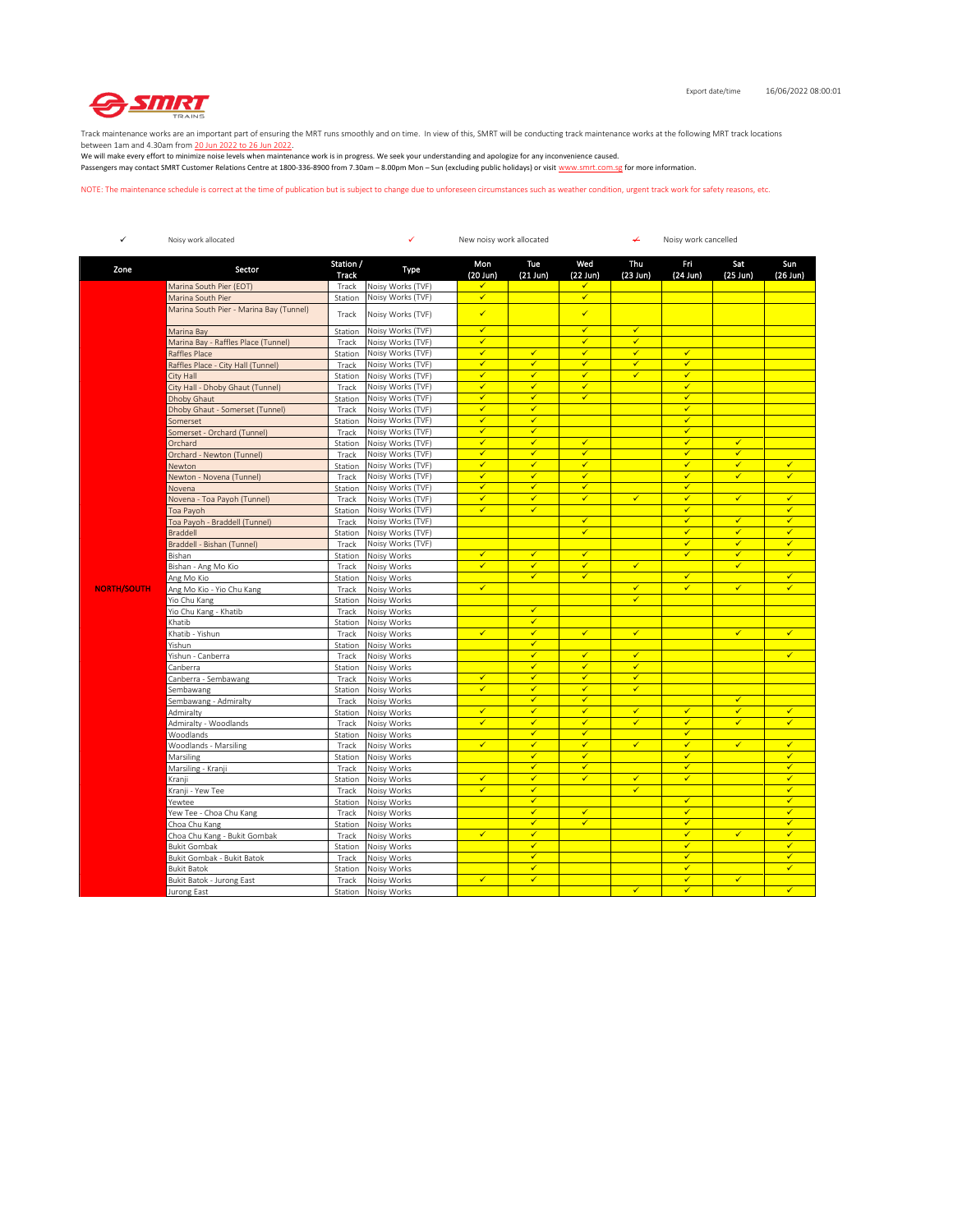Export date/time 16/06/2022 08:00:01

Track maintenance works are an important part of ensuring the MRT runs smoothly and on time. In view of this, SMRT will be conducting track maintenance works at the following MRT track locations between 1am and 4.30am from 20 Jun 2022 to 26 Jun 2022.
We will make every effort to minimize noise levels when maintenance work is in progress. We seek your understanding and apologize for any inconvenience caused.
Passengers may contact SMRT Customer Relations Centre at 1800-336-8900 from 7.30am – 8.00pm Mon – Sun (excluding public holidays) or visit www.smrt.com.sg for more information.

NOTE: The maintenance schedule is correct at the time of publication but is subject to change due to unforeseen circumstances such as weather condition, urgent track work for safety reasons, etc.

✓ Noisy work allocated ✓ New noisy work allocated ✓ Noisy work cancelled

| Zone | Sector | Station / Track | Type | Mon (20 Jun) | Tue (21 Jun) | Wed (22 Jun) | Thu (23 Jun) | Fri (24 Jun) | Sat (25 Jun) | Sun (26 Jun) |
|---|---|---|---|---|---|---|---|---|---|---|
| NORTH/SOUTH | Marina South Pier (EOT) | Track | Noisy Works (TVF) | ✓ | | ✓ | | | | |
| | Marina South Pier | Station | Noisy Works (TVF) | ✓ | | ✓ | | | | |
| | Marina South Pier - Marina Bay (Tunnel) | Track | Noisy Works (TVF) | ✓ | | ✓ | | | | |
| | Marina Bay | Station | Noisy Works (TVF) | ✓ | | ✓ | ✓ | | | |
| | Marina Bay - Raffles Place (Tunnel) | Track | Noisy Works (TVF) | ✓ | | ✓ | ✓ | | | |
| | Raffles Place | Station | Noisy Works (TVF) | ✓ | ✓ | ✓ | ✓ | ✓ | | |
| | Raffles Place - City Hall (Tunnel) | Track | Noisy Works (TVF) | ✓ | ✓ | ✓ | ✓ | ✓ | | |
| | City Hall | Station | Noisy Works (TVF) | ✓ | ✓ | ✓ | ✓ | ✓ | | |
| | City Hall - Dhoby Ghaut (Tunnel) | Track | Noisy Works (TVF) | ✓ | ✓ | ✓ | | ✓ | | |
| | Dhoby Ghaut | Station | Noisy Works (TVF) | ✓ | ✓ | ✓ | | ✓ | | |
| | Dhoby Ghaut - Somerset (Tunnel) | Track | Noisy Works (TVF) | ✓ | ✓ | | | ✓ | | |
| | Somerset | Station | Noisy Works (TVF) | ✓ | ✓ | | | ✓ | | |
| | Somerset - Orchard (Tunnel) | Track | Noisy Works (TVF) | ✓ | ✓ | | | ✓ | | |
| | Orchard | Station | Noisy Works (TVF) | ✓ | ✓ | ✓ | | ✓ | ✓ | |
| | Orchard - Newton (Tunnel) | Track | Noisy Works (TVF) | ✓ | ✓ | ✓ | | ✓ | ✓ | |
| | Newton | Station | Noisy Works (TVF) | ✓ | ✓ | ✓ | | ✓ | ✓ | ✓ |
| | Newton - Novena (Tunnel) | Track | Noisy Works (TVF) | ✓ | ✓ | ✓ | | ✓ | ✓ | ✓ |
| | Novena | Station | Noisy Works (TVF) | ✓ | ✓ | ✓ | | ✓ | | |
| | Novena - Toa Payoh (Tunnel) | Track | Noisy Works (TVF) | ✓ | ✓ | ✓ | ✓ | ✓ | ✓ | ✓ |
| | Toa Payoh | Station | Noisy Works (TVF) | ✓ | ✓ | | | ✓ | | ✓ |
| | Toa Payoh - Braddell (Tunnel) | Track | Noisy Works (TVF) | | | ✓ | | ✓ | ✓ | ✓ |
| | Braddell | Station | Noisy Works (TVF) | | | ✓ | | ✓ | ✓ | ✓ |
| | Braddell - Bishan (Tunnel) | Track | Noisy Works (TVF) | | | | | ✓ | ✓ | ✓ |
| | Bishan | Station | Noisy Works | ✓ | ✓ | ✓ | | ✓ | ✓ | ✓ |
| | Bishan - Ang Mo Kio | Track | Noisy Works | ✓ | ✓ | ✓ | ✓ | | ✓ | |
| | Ang Mo Kio | Station | Noisy Works | | ✓ | ✓ | | ✓ | | ✓ |
| | Ang Mo Kio - Yio Chu Kang | Track | Noisy Works | ✓ | | | ✓ | ✓ | ✓ | ✓ |
| | Yio Chu Kang | Station | Noisy Works | | | | ✓ | | | |
| | Yio Chu Kang - Khatib | Track | Noisy Works | | ✓ | | | | | |
| | Khatib | Station | Noisy Works | | ✓ | | | | | |
| | Khatib - Yishun | Track | Noisy Works | ✓ | ✓ | ✓ | ✓ | | ✓ | ✓ |
| | Yishun | Station | Noisy Works | | ✓ | | | | | |
| | Yishun - Canberra | Track | Noisy Works | | ✓ | ✓ | ✓ | | | ✓ |
| | Canberra | Station | Noisy Works | | ✓ | ✓ | ✓ | | | |
| | Canberra - Sembawang | Track | Noisy Works | ✓ | ✓ | ✓ | ✓ | | | |
| | Sembawang | Station | Noisy Works | ✓ | ✓ | ✓ | ✓ | | | |
| | Sembawang - Admiralty | Track | Noisy Works | | ✓ | ✓ | | | ✓ | |
| | Admiralty | Station | Noisy Works | ✓ | ✓ | ✓ | ✓ | ✓ | ✓ | ✓ |
| | Admiralty - Woodlands | Track | Noisy Works | ✓ | ✓ | ✓ | ✓ | ✓ | ✓ | ✓ |
| | Woodlands | Station | Noisy Works | | ✓ | ✓ | | ✓ | | |
| | Woodlands - Marsiling | Track | Noisy Works | ✓ | ✓ | ✓ | ✓ | ✓ | ✓ | ✓ |
| | Marsiling | Station | Noisy Works | | ✓ | ✓ | | ✓ | | ✓ |
| | Marsiling - Kranji | Track | Noisy Works | | ✓ | ✓ | | ✓ | | ✓ |
| | Kranji | Station | Noisy Works | ✓ | ✓ | ✓ | ✓ | ✓ | | ✓ |
| | Kranji - Yew Tee | Track | Noisy Works | ✓ | ✓ | | ✓ | | | ✓ |
| | Yewtee | Station | Noisy Works | | ✓ | | | ✓ | | ✓ |
| | Yew Tee - Choa Chu Kang | Track | Noisy Works | | ✓ | ✓ | | ✓ | | ✓ |
| | Choa Chu Kang | Station | Noisy Works | | ✓ | ✓ | | ✓ | | ✓ |
| | Choa Chu Kang - Bukit Gombak | Track | Noisy Works | ✓ | ✓ | | | ✓ | ✓ | ✓ |
| | Bukit Gombak | Station | Noisy Works | | ✓ | | | ✓ | | ✓ |
| | Bukit Gombak - Bukit Batok | Track | Noisy Works | | ✓ | | | ✓ | | ✓ |
| | Bukit Batok | Station | Noisy Works | | ✓ | | | ✓ | | ✓ |
| | Bukit Batok - Jurong East | Track | Noisy Works | ✓ | ✓ | | | ✓ | ✓ | |
| | Jurong East | Station | Noisy Works | | | | ✓ | ✓ | | ✓ |